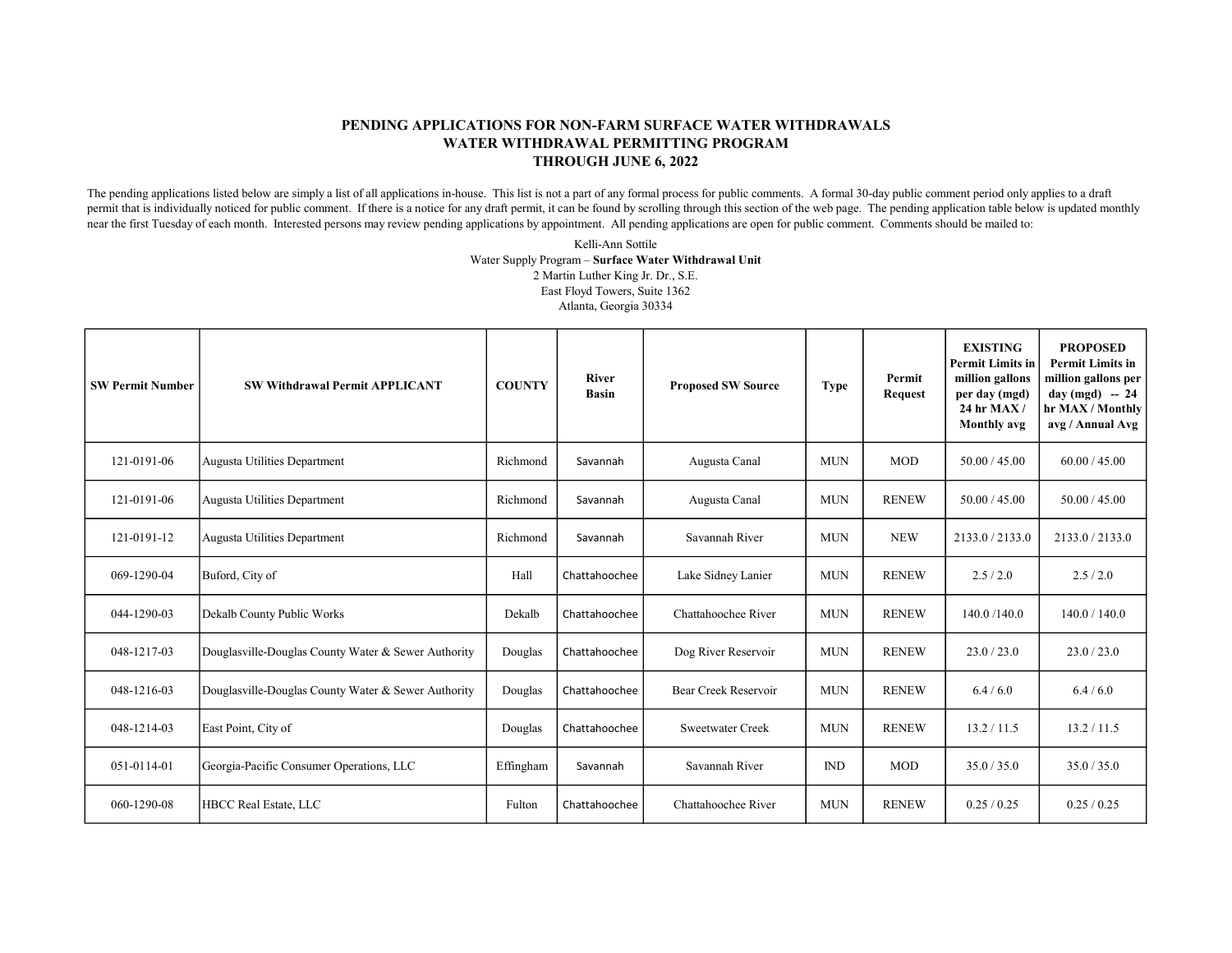# PENDING APPLICATIONS FOR NON-FARM SURFACE WATER WITHDRAWALS
## WATER WITHDRAWAL PERMITTING PROGRAM
## THROUGH JUNE 6, 2022

The pending applications listed below are simply a list of all applications in-house. This list is not a part of any formal process for public comments. A formal 30-day public comment period only applies to a draft permit that is individually noticed for public comment. If there is a notice for any draft permit, it can be found by scrolling through this section of the web page. The pending application table below is updated monthly near the first Tuesday of each month. Interested persons may review pending applications by appointment. All pending applications are open for public comment. Comments should be mailed to:

Kelli-Ann Sottile
Water Supply Program – **Surface Water Withdrawal Unit**
2 Martin Luther King Jr. Dr., S.E.
East Floyd Towers, Suite 1362
Atlanta, Georgia 30334

| SW Permit Number | SW Withdrawal Permit APPLICANT | COUNTY | River Basin | Proposed SW Source | Type | Permit Request | EXISTING Permit Limits in million gallons per day (mgd) 24 hr MAX / Monthly avg | PROPOSED Permit Limits in million gallons per day (mgd) -- 24 hr MAX / Monthly avg / Annual Avg |
|---|---|---|---|---|---|---|---|---|
| 121-0191-06 | Augusta Utilities Department | Richmond | Savannah | Augusta Canal | MUN | MOD | 50.00 / 45.00 | 60.00 / 45.00 |
| 121-0191-06 | Augusta Utilities Department | Richmond | Savannah | Augusta Canal | MUN | RENEW | 50.00 / 45.00 | 50.00 / 45.00 |
| 121-0191-12 | Augusta Utilities Department | Richmond | Savannah | Savannah River | MUN | NEW | 2133.0 / 2133.0 | 2133.0 / 2133.0 |
| 069-1290-04 | Buford, City of | Hall | Chattahoochee | Lake Sidney Lanier | MUN | RENEW | 2.5 / 2.0 | 2.5 / 2.0 |
| 044-1290-03 | Dekalb County Public Works | Dekalb | Chattahoochee | Chattahoochee River | MUN | RENEW | 140.0 /140.0 | 140.0 / 140.0 |
| 048-1217-03 | Douglasville-Douglas County Water & Sewer Authority | Douglas | Chattahoochee | Dog River Reservoir | MUN | RENEW | 23.0 / 23.0 | 23.0 / 23.0 |
| 048-1216-03 | Douglasville-Douglas County Water & Sewer Authority | Douglas | Chattahoochee | Bear Creek Reservoir | MUN | RENEW | 6.4 / 6.0 | 6.4 / 6.0 |
| 048-1214-03 | East Point, City of | Douglas | Chattahoochee | Sweetwater Creek | MUN | RENEW | 13.2 / 11.5 | 13.2 / 11.5 |
| 051-0114-01 | Georgia-Pacific Consumer Operations, LLC | Effingham | Savannah | Savannah River | IND | MOD | 35.0 / 35.0 | 35.0 / 35.0 |
| 060-1290-08 | HBCC Real Estate, LLC | Fulton | Chattahoochee | Chattahoochee River | MUN | RENEW | 0.25 / 0.25 | 0.25 / 0.25 |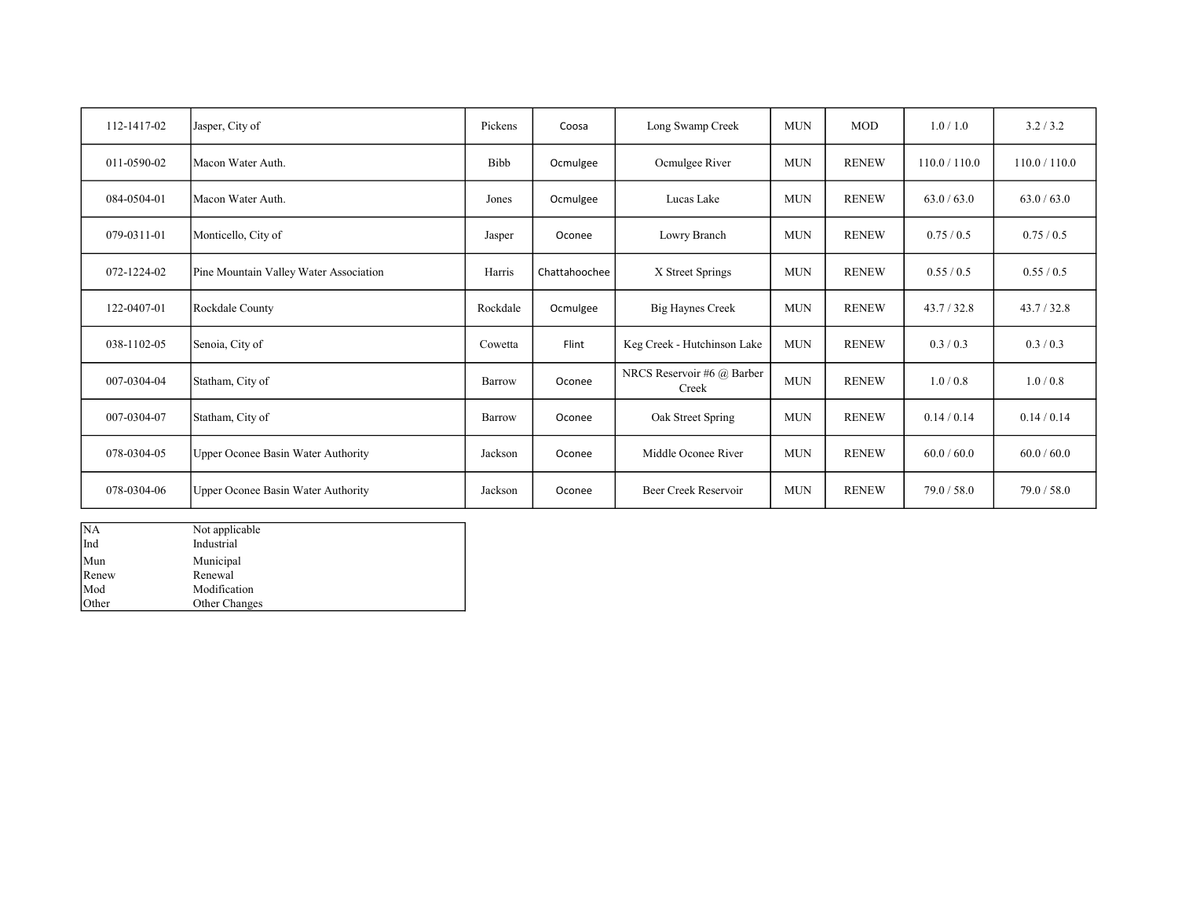| | | | | | | | | |
|---|---|---|---|---|---|---|---|---|
| 112-1417-02 | Jasper, City of | Pickens | Coosa | Long Swamp Creek | MUN | MOD | 1.0 / 1.0 | 3.2 / 3.2 |
| 011-0590-02 | Macon Water Auth. | Bibb | Ocmulgee | Ocmulgee River | MUN | RENEW | 110.0 / 110.0 | 110.0 / 110.0 |
| 084-0504-01 | Macon Water Auth. | Jones | Ocmulgee | Lucas Lake | MUN | RENEW | 63.0 / 63.0 | 63.0 / 63.0 |
| 079-0311-01 | Monticello, City of | Jasper | Oconee | Lowry Branch | MUN | RENEW | 0.75 / 0.5 | 0.75 / 0.5 |
| 072-1224-02 | Pine Mountain Valley Water Association | Harris | Chattahoochee | X Street Springs | MUN | RENEW | 0.55 / 0.5 | 0.55 / 0.5 |
| 122-0407-01 | Rockdale County | Rockdale | Ocmulgee | Big Haynes Creek | MUN | RENEW | 43.7 / 32.8 | 43.7 / 32.8 |
| 038-1102-05 | Senoia, City of | Cowetta | Flint | Keg Creek - Hutchinson Lake | MUN | RENEW | 0.3 / 0.3 | 0.3 / 0.3 |
| 007-0304-04 | Statham, City of | Barrow | Oconee | NRCS Reservoir #6 @ Barber Creek | MUN | RENEW | 1.0 / 0.8 | 1.0 / 0.8 |
| 007-0304-07 | Statham, City of | Barrow | Oconee | Oak Street Spring | MUN | RENEW | 0.14 / 0.14 | 0.14 / 0.14 |
| 078-0304-05 | Upper Oconee Basin Water Authority | Jackson | Oconee | Middle Oconee River | MUN | RENEW | 60.0 / 60.0 | 60.0 / 60.0 |
| 078-0304-06 | Upper Oconee Basin Water Authority | Jackson | Oconee | Beer Creek Reservoir | MUN | RENEW | 79.0 / 58.0 | 79.0 / 58.0 |

| | |
|---|---|
| NA | Not applicable |
| Ind | Industrial |
| Mun | Municipal |
| Renew | Renewal |
| Mod | Modification |
| Other | Other Changes |